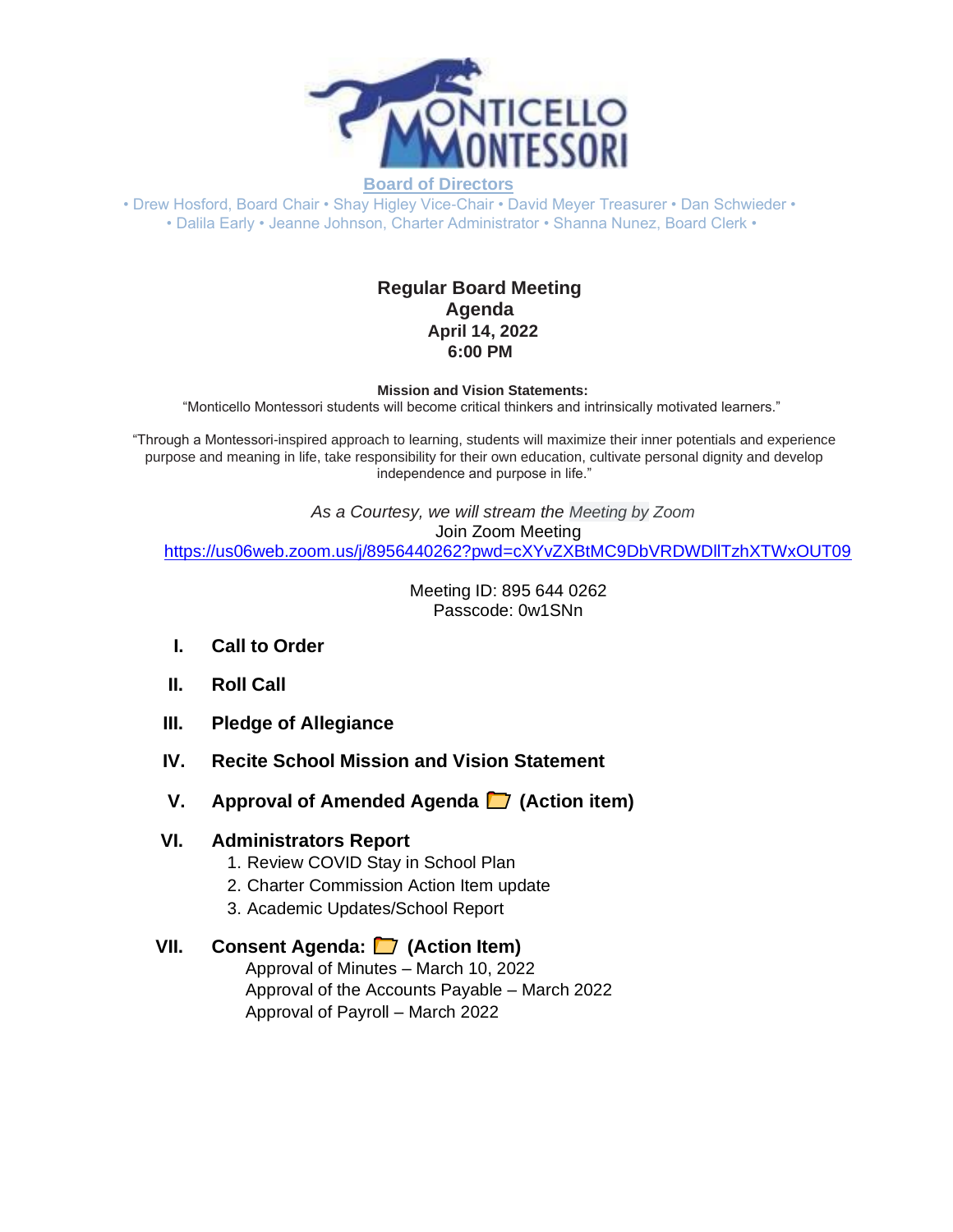Board of Directors

• Drew Hosford, Board Chair • Shay Higley Vice-Chair • David Meyer Treasurer • Dan Schwieder •
• Dalila Early • Jeanne Johnson, Charter Administrator • Shanna Nunez, Board Clerk •

# Regular Board Meeting
## Agenda
## April 14, 2022
## 6:00 PM

**Mission and Vision Statements:**

"Monticello Montessori students will become critical thinkers and intrinsically motivated learners."

"Through a Montessori-inspired approach to learning, students will maximize their inner potentials and experience purpose and meaning in life, take responsibility for their own education, cultivate personal dignity and develop independence and purpose in life."

*As a Courtesy, we will stream the Meeting by Zoom*

Join Zoom Meeting

https://us06web.zoom.us/j/8956440262?pwd=cXYvZXBtMC9DbVRDWDllTzhXTWxOUT09

Meeting ID: 895 644 0262

Passcode: 0w1SNn

- **I. Call to Order**
- **II. Roll Call**
- **III. Pledge of Allegiance**
- **IV. Recite School Mission and Vision Statement**
- **V. Approval of Amended Agenda (Action item)**
- **VI. Administrators Report**
  1. Review COVID Stay in School Plan
  2. Charter Commission Action Item update
  3. Academic Updates/School Report
- **VII. Consent Agenda: (Action Item)**
  - Approval of Minutes – March 10, 2022
  - Approval of the Accounts Payable – March 2022
  - Approval of Payroll – March 2022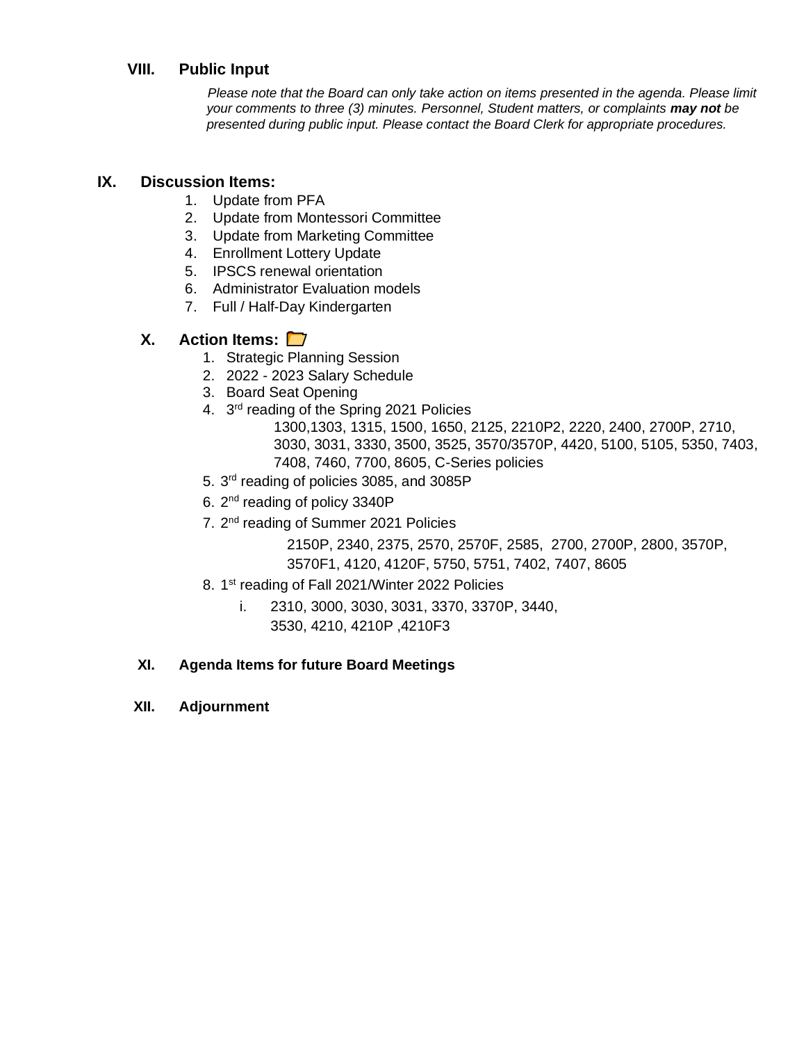## VIII. Public Input

*Please note that the Board can only take action on items presented in the agenda. Please limit your comments to three (3) minutes. Personnel, Student matters, or complaints **may not** be presented during public input. Please contact the Board Clerk for appropriate procedures.*

## IX. Discussion Items:

1. Update from PFA
2. Update from Montessori Committee
3. Update from Marketing Committee
4. Enrollment Lottery Update
5. IPSCS renewal orientation
6. Administrator Evaluation models
7. Full / Half-Day Kindergarten

## X. Action Items:

1. Strategic Planning Session
2. 2022 - 2023 Salary Schedule
3. Board Seat Opening
4. 3rd reading of the Spring 2021 Policies
   1300,1303, 1315, 1500, 1650, 2125, 2210P2, 2220, 2400, 2700P, 2710, 3030, 3031, 3330, 3500, 3525, 3570/3570P, 4420, 5100, 5105, 5350, 7403, 7408, 7460, 7700, 8605, C-Series policies
5. 3rd reading of policies 3085, and 3085P
6. 2nd reading of policy 3340P
7. 2nd reading of Summer 2021 Policies
   2150P, 2340, 2375, 2570, 2570F, 2585, 2700, 2700P, 2800, 3570P, 3570F1, 4120, 4120F, 5750, 5751, 7402, 7407, 8605
8. 1st reading of Fall 2021/Winter 2022 Policies
   i. 2310, 3000, 3030, 3031, 3370, 3370P, 3440, 3530, 4210, 4210P ,4210F3

## XI. Agenda Items for future Board Meetings

## XII. Adjournment